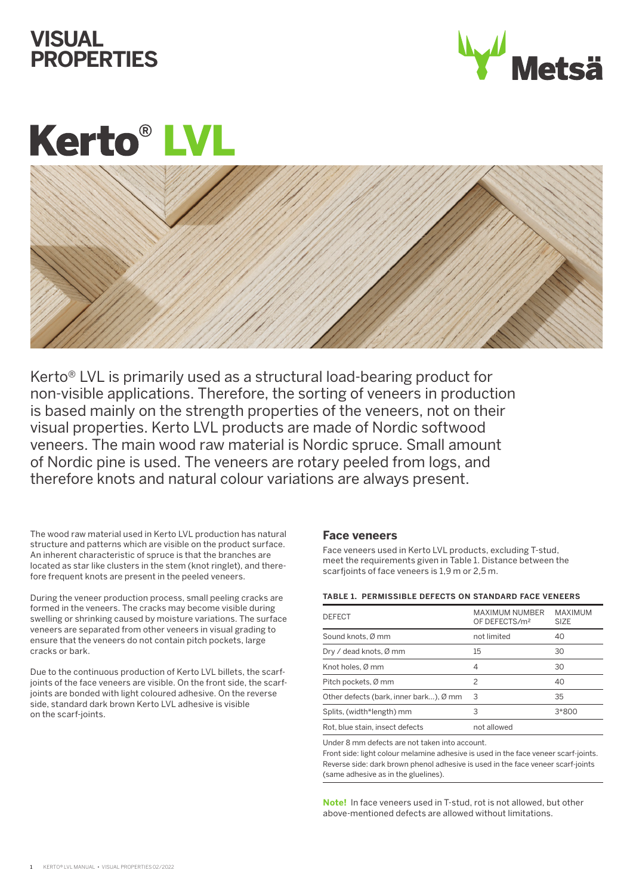# VISUAL PROPERTIES

# Kerto® LVL

Kerto® LVL is primarily used as a structural load-bearing product for non-visible applications. Therefore, the sorting of veneers in production is based mainly on the strength properties of the veneers, not on their visual properties. Kerto LVL products are made of Nordic softwood veneers. The main wood raw material is Nordic spruce. Small amount of Nordic pine is used. The veneers are rotary peeled from logs, and therefore knots and natural colour variations are always present.

The wood raw material used in Kerto LVL production has natural structure and patterns which are visible on the product surface. An inherent characteristic of spruce is that the branches are located as star like clusters in the stem (knot ringlet), and therefore frequent knots are present in the peeled veneers.

During the veneer production process, small peeling cracks are formed in the veneers. The cracks may become visible during swelling or shrinking caused by moisture variations. The surface veneers are separated from other veneers in visual grading to ensure that the veneers do not contain pitch pockets, large cracks or bark.

Due to the continuous production of Kerto LVL billets, the scarf-joints of the face veneers are visible. On the front side, the scarf-joints are bonded with light coloured adhesive. On the reverse side, standard dark brown Kerto LVL adhesive is visible on the scarf-joints.

## Face veneers

Face veneers used in Kerto LVL products, excluding T-stud, meet the requirements given in Table 1. Distance between the scarfjoints of face veneers is 1,9 m or 2,5 m.

**TABLE 1. PERMISSIBLE DEFECTS ON STANDARD FACE VENEERS**

| DEFECT | MAXIMUM NUMBER OF DEFECTS/m² | MAXIMUM SIZE |
|---|---|---|
| Sound knots, Ø mm | not limited | 40 |
| Dry / dead knots, Ø mm | 15 | 30 |
| Knot holes, Ø mm | 4 | 30 |
| Pitch pockets, Ø mm | 2 | 40 |
| Other defects (bark, inner bark…), Ø mm | 3 | 35 |
| Splits, (width*length) mm | 3 | 3*800 |
| Rot, blue stain, insect defects | not allowed | |

Under 8 mm defects are not taken into account.
Front side: light colour melamine adhesive is used in the face veneer scarf-joints.
Reverse side: dark brown phenol adhesive is used in the face veneer scarf-joints (same adhesive as in the gluelines).

**Note!** In face veneers used in T-stud, rot is not allowed, but other above-mentioned defects are allowed without limitations.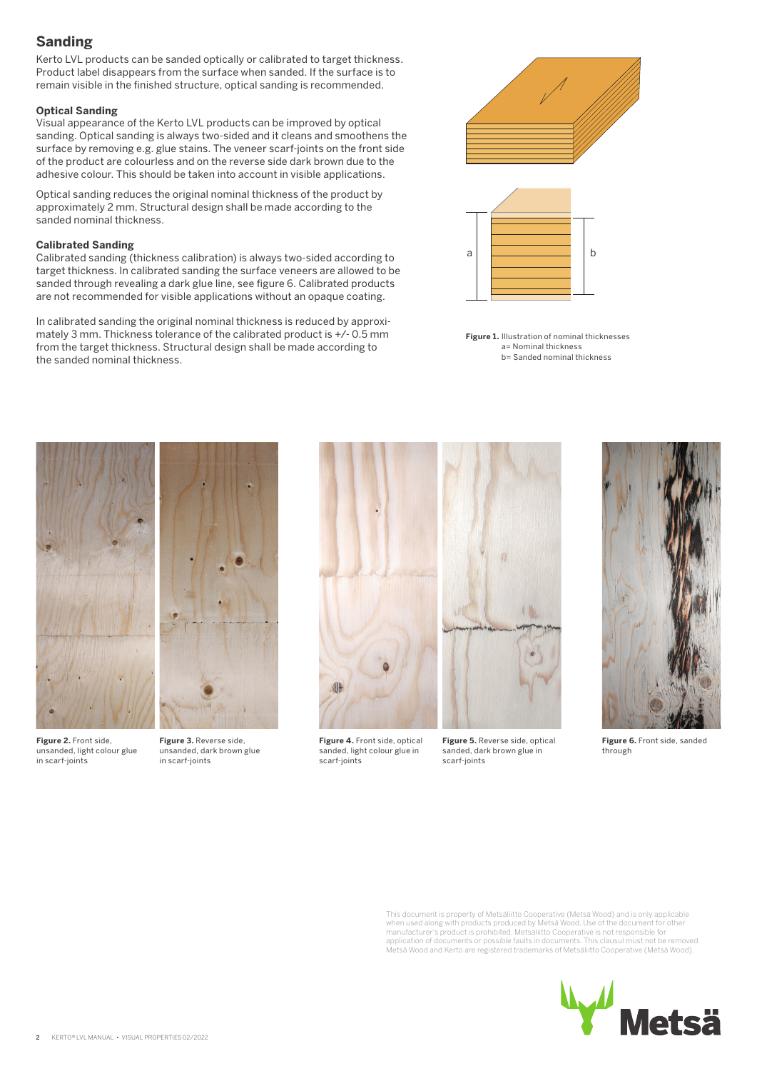## Sanding

Kerto LVL products can be sanded optically or calibrated to target thickness. Product label disappears from the surface when sanded. If the surface is to remain visible in the finished structure, optical sanding is recommended.

### Optical Sanding

Visual appearance of the Kerto LVL products can be improved by optical sanding. Optical sanding is always two-sided and it cleans and smoothens the surface by removing e.g. glue stains. The veneer scarf-joints on the front side of the product are colourless and on the reverse side dark brown due to the adhesive colour. This should be taken into account in visible applications.

Optical sanding reduces the original nominal thickness of the product by approximately 2 mm. Structural design shall be made according to the sanded nominal thickness.

### Calibrated Sanding

Calibrated sanding (thickness calibration) is always two-sided according to target thickness. In calibrated sanding the surface veneers are allowed to be sanded through revealing a dark glue line, see figure 6. Calibrated products are not recommended for visible applications without an opaque coating.

In calibrated sanding the original nominal thickness is reduced by approximately 3 mm. Thickness tolerance of the calibrated product is +/- 0.5 mm from the target thickness. Structural design shall be made according to the sanded nominal thickness.

a

b

**Figure 1.** Illustration of nominal thicknesses
a= Nominal thickness
b= Sanded nominal thickness

**Figure 2.** Front side, unsanded, light colour glue in scarf-joints

**Figure 3.** Reverse side, unsanded, dark brown glue in scarf-joints

**Figure 4.** Front side, optical sanded, light colour glue in scarf-joints

**Figure 5.** Reverse side, optical sanded, dark brown glue in scarf-joints

**Figure 6.** Front side, sanded through

This document is property of Metsäliitto Cooperative (Metsä Wood) and is only applicable when used along with products produced by Metsä Wood. Use of the document for other manufacturer's product is prohibited. Metsäliitto Cooperative is not responsible for application of documents or possible faults in documents. This clausul must not be removed. Metsä Wood and Kerto are registered trademarks of Metsäliitto Cooperative (Metsä Wood).